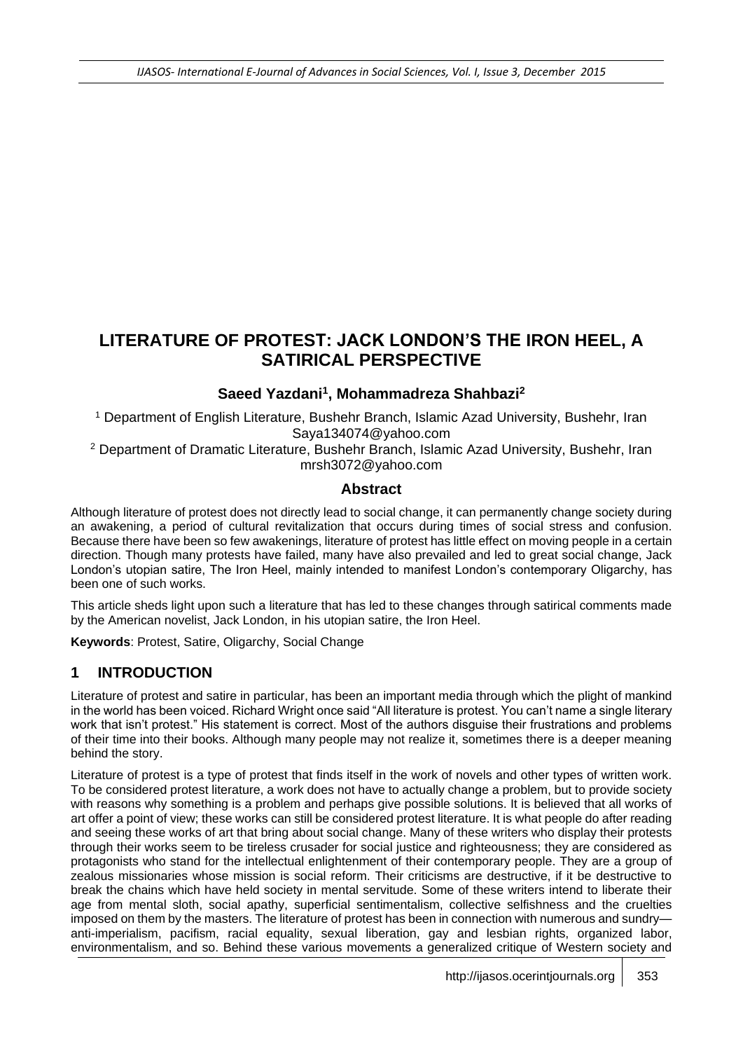# LITERATURE OF PROTEST: JACK LONDON'S THE IRON HEEL, A SATIRICAL PERSPECTIVE

**Saeed Yazdani[1], Mohammadreza Shahbazi[2]**

[1] Department of English Literature, Bushehr Branch, Islamic Azad University, Bushehr, Iran
Saya134074@yahoo.com

[2] Department of Dramatic Literature, Bushehr Branch, Islamic Azad University, Bushehr, Iran
mrsh3072@yahoo.com

## Abstract

Although literature of protest does not directly lead to social change, it can permanently change society during an awakening, a period of cultural revitalization that occurs during times of social stress and confusion. Because there have been so few awakenings, literature of protest has little effect on moving people in a certain direction. Though many protests have failed, many have also prevailed and led to great social change, Jack London's utopian satire, The Iron Heel, mainly intended to manifest London's contemporary Oligarchy, has been one of such works.

This article sheds light upon such a literature that has led to these changes through satirical comments made by the American novelist, Jack London, in his utopian satire, the Iron Heel.

**Keywords**: Protest, Satire, Oligarchy, Social Change

## 1 INTRODUCTION

Literature of protest and satire in particular, has been an important media through which the plight of mankind in the world has been voiced. Richard Wright once said "All literature is protest. You can't name a single literary work that isn't protest." His statement is correct. Most of the authors disguise their frustrations and problems of their time into their books. Although many people may not realize it, sometimes there is a deeper meaning behind the story.

Literature of protest is a type of protest that finds itself in the work of novels and other types of written work. To be considered protest literature, a work does not have to actually change a problem, but to provide society with reasons why something is a problem and perhaps give possible solutions. It is believed that all works of art offer a point of view; these works can still be considered protest literature. It is what people do after reading and seeing these works of art that bring about social change. Many of these writers who display their protests through their works seem to be tireless crusader for social justice and righteousness; they are considered as protagonists who stand for the intellectual enlightenment of their contemporary people. They are a group of zealous missionaries whose mission is social reform. Their criticisms are destructive, if it be destructive to break the chains which have held society in mental servitude. Some of these writers intend to liberate their age from mental sloth, social apathy, superficial sentimentalism, collective selfishness and the cruelties imposed on them by the masters. The literature of protest has been in connection with numerous and sundry—anti-imperialism, pacifism, racial equality, sexual liberation, gay and lesbian rights, organized labor, environmentalism, and so. Behind these various movements a generalized critique of Western society and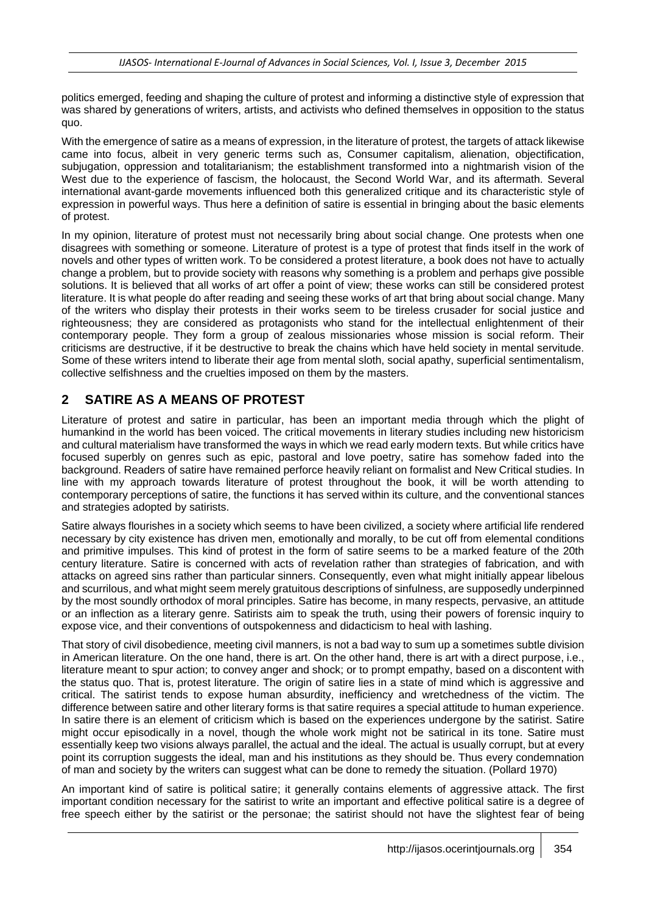politics emerged, feeding and shaping the culture of protest and informing a distinctive style of expression that was shared by generations of writers, artists, and activists who defined themselves in opposition to the status quo.

With the emergence of satire as a means of expression, in the literature of protest, the targets of attack likewise came into focus, albeit in very generic terms such as, Consumer capitalism, alienation, objectification, subjugation, oppression and totalitarianism; the establishment transformed into a nightmarish vision of the West due to the experience of fascism, the holocaust, the Second World War, and its aftermath. Several international avant-garde movements influenced both this generalized critique and its characteristic style of expression in powerful ways. Thus here a definition of satire is essential in bringing about the basic elements of protest.

In my opinion, literature of protest must not necessarily bring about social change. One protests when one disagrees with something or someone. Literature of protest is a type of protest that finds itself in the work of novels and other types of written work. To be considered a protest literature, a book does not have to actually change a problem, but to provide society with reasons why something is a problem and perhaps give possible solutions. It is believed that all works of art offer a point of view; these works can still be considered protest literature. It is what people do after reading and seeing these works of art that bring about social change. Many of the writers who display their protests in their works seem to be tireless crusader for social justice and righteousness; they are considered as protagonists who stand for the intellectual enlightenment of their contemporary people. They form a group of zealous missionaries whose mission is social reform. Their criticisms are destructive, if it be destructive to break the chains which have held society in mental servitude. Some of these writers intend to liberate their age from mental sloth, social apathy, superficial sentimentalism, collective selfishness and the cruelties imposed on them by the masters.

## 2 SATIRE AS A MEANS OF PROTEST

Literature of protest and satire in particular, has been an important media through which the plight of humankind in the world has been voiced. The critical movements in literary studies including new historicism and cultural materialism have transformed the ways in which we read early modern texts. But while critics have focused superbly on genres such as epic, pastoral and love poetry, satire has somehow faded into the background. Readers of satire have remained perforce heavily reliant on formalist and New Critical studies. In line with my approach towards literature of protest throughout the book, it will be worth attending to contemporary perceptions of satire, the functions it has served within its culture, and the conventional stances and strategies adopted by satirists.

Satire always flourishes in a society which seems to have been civilized, a society where artificial life rendered necessary by city existence has driven men, emotionally and morally, to be cut off from elemental conditions and primitive impulses. This kind of protest in the form of satire seems to be a marked feature of the 20th century literature. Satire is concerned with acts of revelation rather than strategies of fabrication, and with attacks on agreed sins rather than particular sinners. Consequently, even what might initially appear libelous and scurrilous, and what might seem merely gratuitous descriptions of sinfulness, are supposedly underpinned by the most soundly orthodox of moral principles. Satire has become, in many respects, pervasive, an attitude or an inflection as a literary genre. Satirists aim to speak the truth, using their powers of forensic inquiry to expose vice, and their conventions of outspokenness and didacticism to heal with lashing.

That story of civil disobedience, meeting civil manners, is not a bad way to sum up a sometimes subtle division in American literature. On the one hand, there is art. On the other hand, there is art with a direct purpose, i.e., literature meant to spur action; to convey anger and shock; or to prompt empathy, based on a discontent with the status quo. That is, protest literature. The origin of satire lies in a state of mind which is aggressive and critical. The satirist tends to expose human absurdity, inefficiency and wretchedness of the victim. The difference between satire and other literary forms is that satire requires a special attitude to human experience. In satire there is an element of criticism which is based on the experiences undergone by the satirist. Satire might occur episodically in a novel, though the whole work might not be satirical in its tone. Satire must essentially keep two visions always parallel, the actual and the ideal. The actual is usually corrupt, but at every point its corruption suggests the ideal, man and his institutions as they should be. Thus every condemnation of man and society by the writers can suggest what can be done to remedy the situation. (Pollard 1970)

An important kind of satire is political satire; it generally contains elements of aggressive attack. The first important condition necessary for the satirist to write an important and effective political satire is a degree of free speech either by the satirist or the personae; the satirist should not have the slightest fear of being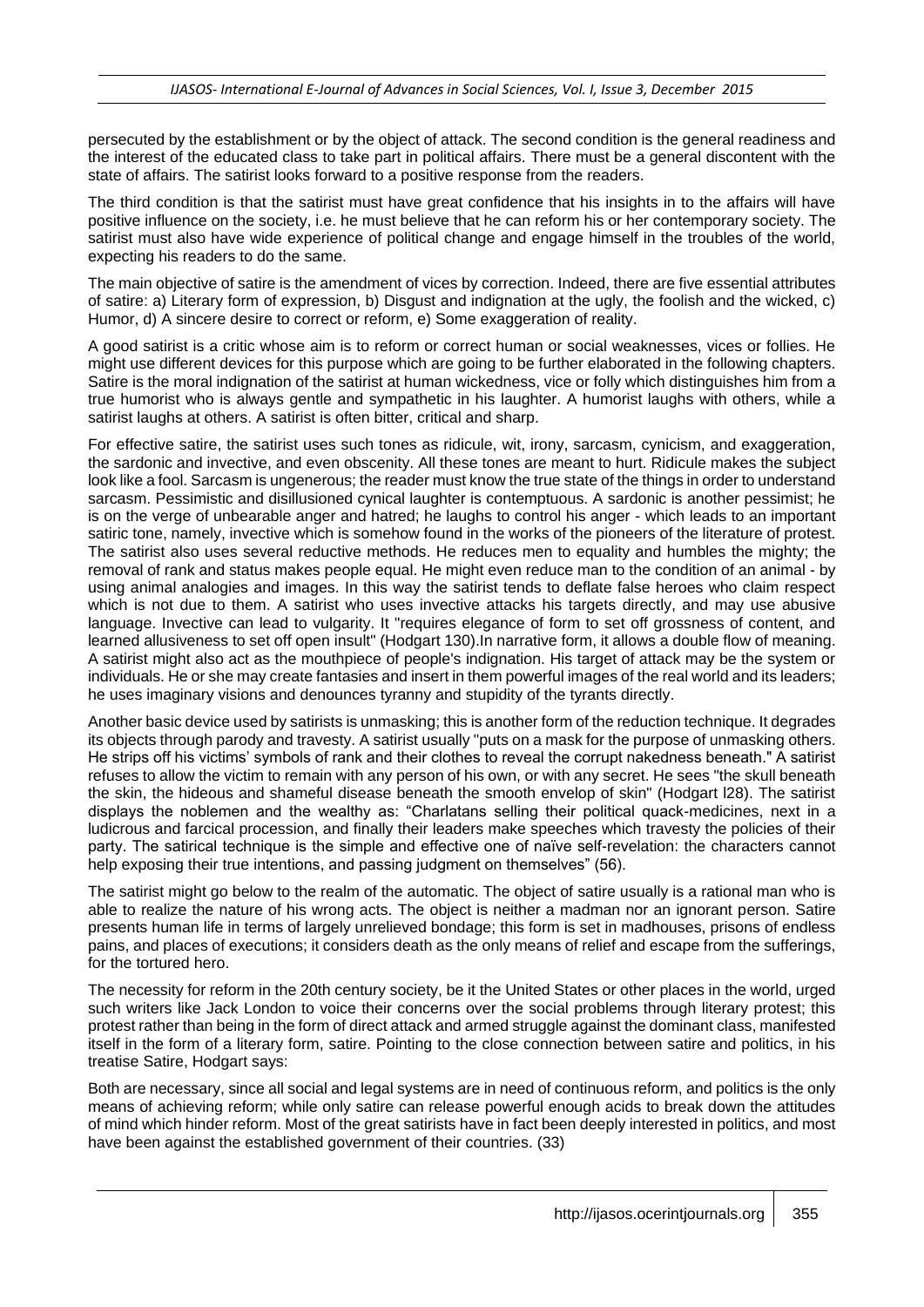persecuted by the establishment or by the object of attack. The second condition is the general readiness and the interest of the educated class to take part in political affairs. There must be a general discontent with the state of affairs. The satirist looks forward to a positive response from the readers.

The third condition is that the satirist must have great confidence that his insights in to the affairs will have positive influence on the society, i.e. he must believe that he can reform his or her contemporary society. The satirist must also have wide experience of political change and engage himself in the troubles of the world, expecting his readers to do the same.

The main objective of satire is the amendment of vices by correction. Indeed, there are five essential attributes of satire: a) Literary form of expression, b) Disgust and indignation at the ugly, the foolish and the wicked, c) Humor, d) A sincere desire to correct or reform, e) Some exaggeration of reality.

A good satirist is a critic whose aim is to reform or correct human or social weaknesses, vices or follies. He might use different devices for this purpose which are going to be further elaborated in the following chapters. Satire is the moral indignation of the satirist at human wickedness, vice or folly which distinguishes him from a true humorist who is always gentle and sympathetic in his laughter. A humorist laughs with others, while a satirist laughs at others. A satirist is often bitter, critical and sharp.

For effective satire, the satirist uses such tones as ridicule, wit, irony, sarcasm, cynicism, and exaggeration, the sardonic and invective, and even obscenity. All these tones are meant to hurt. Ridicule makes the subject look like a fool. Sarcasm is ungenerous; the reader must know the true state of the things in order to understand sarcasm. Pessimistic and disillusioned cynical laughter is contemptuous. A sardonic is another pessimist; he is on the verge of unbearable anger and hatred; he laughs to control his anger - which leads to an important satiric tone, namely, invective which is somehow found in the works of the pioneers of the literature of protest. The satirist also uses several reductive methods. He reduces men to equality and humbles the mighty; the removal of rank and status makes people equal. He might even reduce man to the condition of an animal - by using animal analogies and images. In this way the satirist tends to deflate false heroes who claim respect which is not due to them. A satirist who uses invective attacks his targets directly, and may use abusive language. Invective can lead to vulgarity. It "requires elegance of form to set off grossness of content, and learned allusiveness to set off open insult" (Hodgart 130).In narrative form, it allows a double flow of meaning. A satirist might also act as the mouthpiece of people's indignation. His target of attack may be the system or individuals. He or she may create fantasies and insert in them powerful images of the real world and its leaders; he uses imaginary visions and denounces tyranny and stupidity of the tyrants directly.

Another basic device used by satirists is unmasking; this is another form of the reduction technique. It degrades its objects through parody and travesty. A satirist usually "puts on a mask for the purpose of unmasking others. He strips off his victims' symbols of rank and their clothes to reveal the corrupt nakedness beneath." A satirist refuses to allow the victim to remain with any person of his own, or with any secret. He sees "the skull beneath the skin, the hideous and shameful disease beneath the smooth envelop of skin" (Hodgart l28). The satirist displays the noblemen and the wealthy as: "Charlatans selling their political quack-medicines, next in a ludicrous and farcical procession, and finally their leaders make speeches which travesty the policies of their party. The satirical technique is the simple and effective one of naïve self-revelation: the characters cannot help exposing their true intentions, and passing judgment on themselves" (56).

The satirist might go below to the realm of the automatic. The object of satire usually is a rational man who is able to realize the nature of his wrong acts. The object is neither a madman nor an ignorant person. Satire presents human life in terms of largely unrelieved bondage; this form is set in madhouses, prisons of endless pains, and places of executions; it considers death as the only means of relief and escape from the sufferings, for the tortured hero.

The necessity for reform in the 20th century society, be it the United States or other places in the world, urged such writers like Jack London to voice their concerns over the social problems through literary protest; this protest rather than being in the form of direct attack and armed struggle against the dominant class, manifested itself in the form of a literary form, satire. Pointing to the close connection between satire and politics, in his treatise Satire, Hodgart says:

> Both are necessary, since all social and legal systems are in need of continuous reform, and politics is the only means of achieving reform; while only satire can release powerful enough acids to break down the attitudes of mind which hinder reform. Most of the great satirists have in fact been deeply interested in politics, and most have been against the established government of their countries. (33)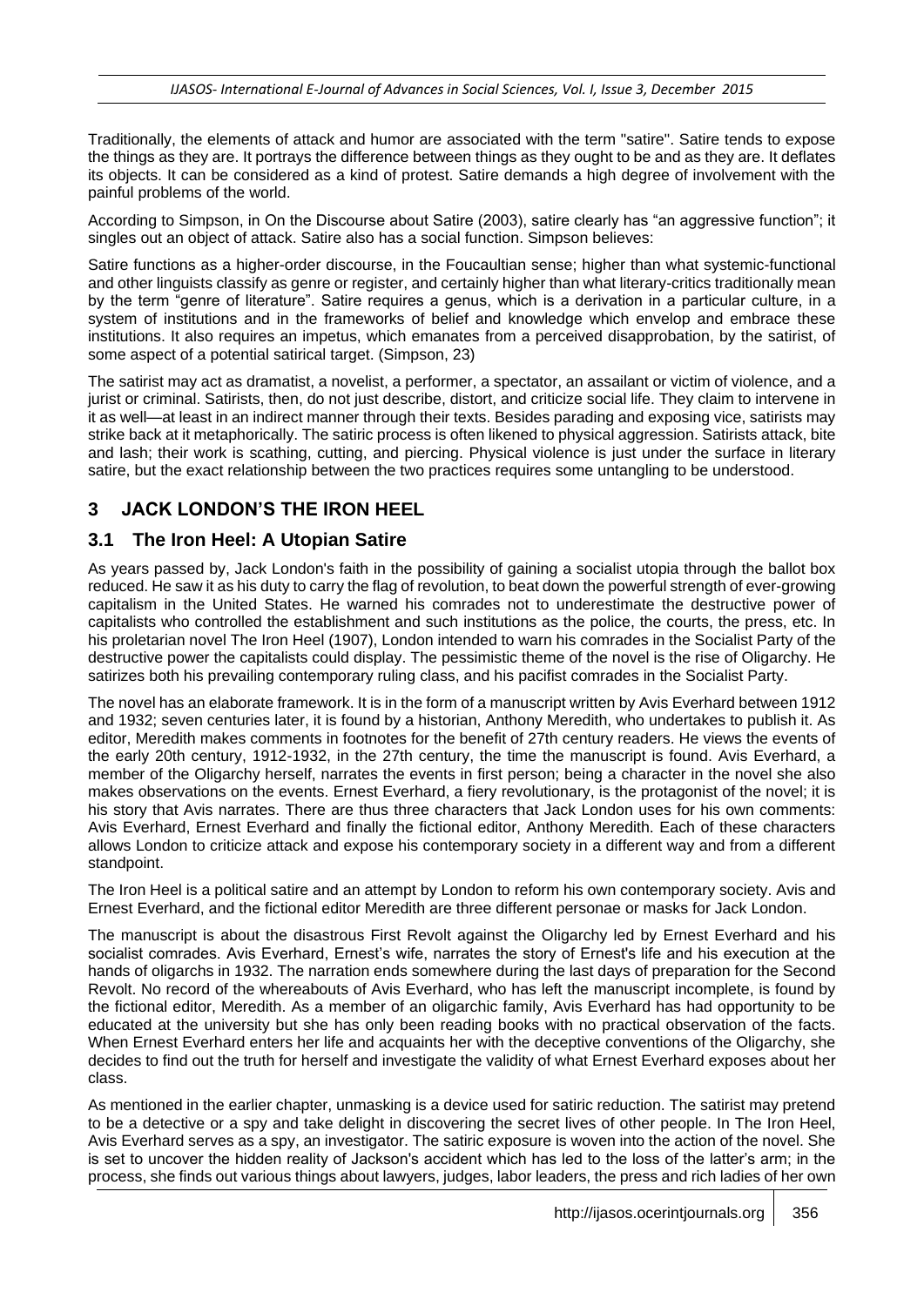Traditionally, the elements of attack and humor are associated with the term "satire". Satire tends to expose the things as they are. It portrays the difference between things as they ought to be and as they are. It deflates its objects. It can be considered as a kind of protest. Satire demands a high degree of involvement with the painful problems of the world.

According to Simpson, in On the Discourse about Satire (2003), satire clearly has "an aggressive function"; it singles out an object of attack. Satire also has a social function. Simpson believes:

Satire functions as a higher-order discourse, in the Foucaultian sense; higher than what systemic-functional and other linguists classify as genre or register, and certainly higher than what literary-critics traditionally mean by the term "genre of literature". Satire requires a genus, which is a derivation in a particular culture, in a system of institutions and in the frameworks of belief and knowledge which envelop and embrace these institutions. It also requires an impetus, which emanates from a perceived disapprobation, by the satirist, of some aspect of a potential satirical target. (Simpson, 23)

The satirist may act as dramatist, a novelist, a performer, a spectator, an assailant or victim of violence, and a jurist or criminal. Satirists, then, do not just describe, distort, and criticize social life. They claim to intervene in it as well—at least in an indirect manner through their texts. Besides parading and exposing vice, satirists may strike back at it metaphorically. The satiric process is often likened to physical aggression. Satirists attack, bite and lash; their work is scathing, cutting, and piercing. Physical violence is just under the surface in literary satire, but the exact relationship between the two practices requires some untangling to be understood.

## 3 JACK LONDON'S THE IRON HEEL

### 3.1 The Iron Heel: A Utopian Satire

As years passed by, Jack London's faith in the possibility of gaining a socialist utopia through the ballot box reduced. He saw it as his duty to carry the flag of revolution, to beat down the powerful strength of ever-growing capitalism in the United States. He warned his comrades not to underestimate the destructive power of capitalists who controlled the establishment and such institutions as the police, the courts, the press, etc. In his proletarian novel The Iron Heel (1907), London intended to warn his comrades in the Socialist Party of the destructive power the capitalists could display. The pessimistic theme of the novel is the rise of Oligarchy. He satirizes both his prevailing contemporary ruling class, and his pacifist comrades in the Socialist Party.

The novel has an elaborate framework. It is in the form of a manuscript written by Avis Everhard between 1912 and 1932; seven centuries later, it is found by a historian, Anthony Meredith, who undertakes to publish it. As editor, Meredith makes comments in footnotes for the benefit of 27th century readers. He views the events of the early 20th century, 1912-1932, in the 27th century, the time the manuscript is found. Avis Everhard, a member of the Oligarchy herself, narrates the events in first person; being a character in the novel she also makes observations on the events. Ernest Everhard, a fiery revolutionary, is the protagonist of the novel; it is his story that Avis narrates. There are thus three characters that Jack London uses for his own comments: Avis Everhard, Ernest Everhard and finally the fictional editor, Anthony Meredith. Each of these characters allows London to criticize attack and expose his contemporary society in a different way and from a different standpoint.

The Iron Heel is a political satire and an attempt by London to reform his own contemporary society. Avis and Ernest Everhard, and the fictional editor Meredith are three different personae or masks for Jack London.

The manuscript is about the disastrous First Revolt against the Oligarchy led by Ernest Everhard and his socialist comrades. Avis Everhard, Ernest's wife, narrates the story of Ernest's life and his execution at the hands of oligarchs in 1932. The narration ends somewhere during the last days of preparation for the Second Revolt. No record of the whereabouts of Avis Everhard, who has left the manuscript incomplete, is found by the fictional editor, Meredith. As a member of an oligarchic family, Avis Everhard has had opportunity to be educated at the university but she has only been reading books with no practical observation of the facts. When Ernest Everhard enters her life and acquaints her with the deceptive conventions of the Oligarchy, she decides to find out the truth for herself and investigate the validity of what Ernest Everhard exposes about her class.

As mentioned in the earlier chapter, unmasking is a device used for satiric reduction. The satirist may pretend to be a detective or a spy and take delight in discovering the secret lives of other people. In The Iron Heel, Avis Everhard serves as a spy, an investigator. The satiric exposure is woven into the action of the novel. She is set to uncover the hidden reality of Jackson's accident which has led to the loss of the latter's arm; in the process, she finds out various things about lawyers, judges, labor leaders, the press and rich ladies of her own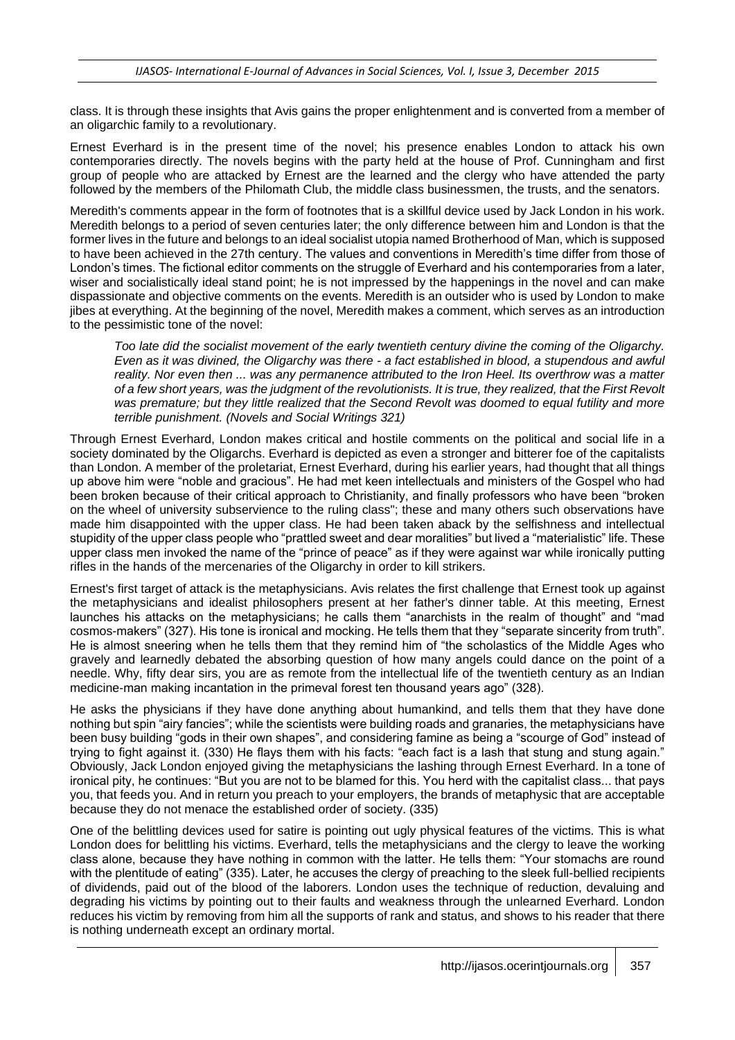class. It is through these insights that Avis gains the proper enlightenment and is converted from a member of an oligarchic family to a revolutionary.

Ernest Everhard is in the present time of the novel; his presence enables London to attack his own contemporaries directly. The novels begins with the party held at the house of Prof. Cunningham and first group of people who are attacked by Ernest are the learned and the clergy who have attended the party followed by the members of the Philomath Club, the middle class businessmen, the trusts, and the senators.

Meredith's comments appear in the form of footnotes that is a skillful device used by Jack London in his work. Meredith belongs to a period of seven centuries later; the only difference between him and London is that the former lives in the future and belongs to an ideal socialist utopia named Brotherhood of Man, which is supposed to have been achieved in the 27th century. The values and conventions in Meredith's time differ from those of London's times. The fictional editor comments on the struggle of Everhard and his contemporaries from a later, wiser and socialistically ideal stand point; he is not impressed by the happenings in the novel and can make dispassionate and objective comments on the events. Meredith is an outsider who is used by London to make jibes at everything. At the beginning of the novel, Meredith makes a comment, which serves as an introduction to the pessimistic tone of the novel:

> *Too late did the socialist movement of the early twentieth century divine the coming of the Oligarchy. Even as it was divined, the Oligarchy was there - a fact established in blood, a stupendous and awful reality. Nor even then ... was any permanence attributed to the Iron Heel. Its overthrow was a matter of a few short years, was the judgment of the revolutionists. It is true, they realized, that the First Revolt was premature; but they little realized that the Second Revolt was doomed to equal futility and more terrible punishment. (Novels and Social Writings 321)*

Through Ernest Everhard, London makes critical and hostile comments on the political and social life in a society dominated by the Oligarchs. Everhard is depicted as even a stronger and bitterer foe of the capitalists than London. A member of the proletariat, Ernest Everhard, during his earlier years, had thought that all things up above him were "noble and gracious". He had met keen intellectuals and ministers of the Gospel who had been broken because of their critical approach to Christianity, and finally professors who have been "broken on the wheel of university subservience to the ruling class"; these and many others such observations have made him disappointed with the upper class. He had been taken aback by the selfishness and intellectual stupidity of the upper class people who "prattled sweet and dear moralities" but lived a "materialistic" life. These upper class men invoked the name of the "prince of peace" as if they were against war while ironically putting rifles in the hands of the mercenaries of the Oligarchy in order to kill strikers.

Ernest's first target of attack is the metaphysicians. Avis relates the first challenge that Ernest took up against the metaphysicians and idealist philosophers present at her father's dinner table. At this meeting, Ernest launches his attacks on the metaphysicians; he calls them "anarchists in the realm of thought" and "mad cosmos-makers" (327). His tone is ironical and mocking. He tells them that they "separate sincerity from truth". He is almost sneering when he tells them that they remind him of "the scholastics of the Middle Ages who gravely and learnedly debated the absorbing question of how many angels could dance on the point of a needle. Why, fifty dear sirs, you are as remote from the intellectual life of the twentieth century as an Indian medicine-man making incantation in the primeval forest ten thousand years ago" (328).

He asks the physicians if they have done anything about humankind, and tells them that they have done nothing but spin "airy fancies"; while the scientists were building roads and granaries, the metaphysicians have been busy building "gods in their own shapes", and considering famine as being a "scourge of God" instead of trying to fight against it. (330) He flays them with his facts: "each fact is a lash that stung and stung again." Obviously, Jack London enjoyed giving the metaphysicians the lashing through Ernest Everhard. In a tone of ironical pity, he continues: "But you are not to be blamed for this. You herd with the capitalist class... that pays you, that feeds you. And in return you preach to your employers, the brands of metaphysic that are acceptable because they do not menace the established order of society. (335)

One of the belittling devices used for satire is pointing out ugly physical features of the victims. This is what London does for belittling his victims. Everhard, tells the metaphysicians and the clergy to leave the working class alone, because they have nothing in common with the latter. He tells them: "Your stomachs are round with the plentitude of eating" (335). Later, he accuses the clergy of preaching to the sleek full-bellied recipients of dividends, paid out of the blood of the laborers. London uses the technique of reduction, devaluing and degrading his victims by pointing out to their faults and weakness through the unlearned Everhard. London reduces his victim by removing from him all the supports of rank and status, and shows to his reader that there is nothing underneath except an ordinary mortal.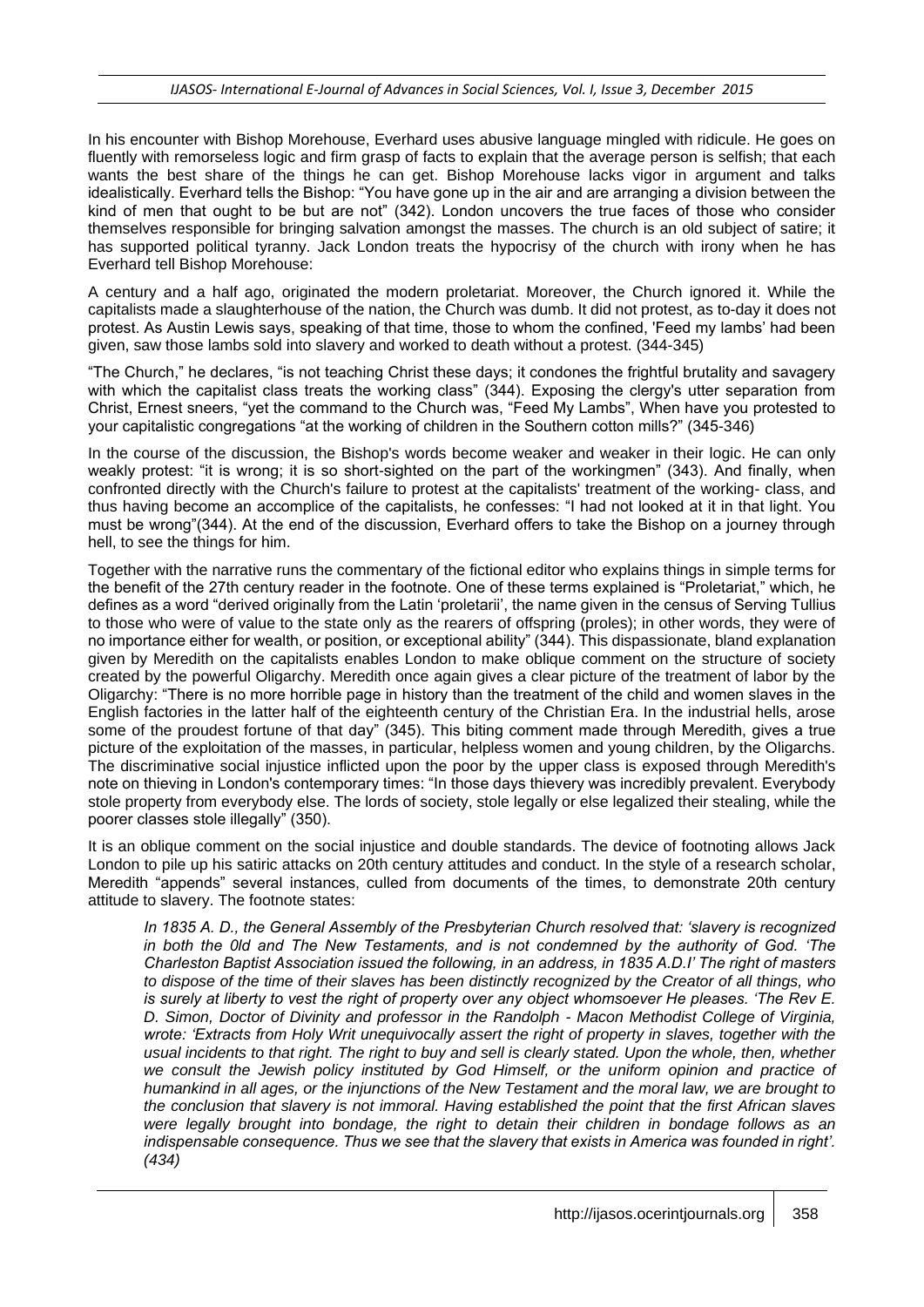In his encounter with Bishop Morehouse, Everhard uses abusive language mingled with ridicule. He goes on fluently with remorseless logic and firm grasp of facts to explain that the average person is selfish; that each wants the best share of the things he can get. Bishop Morehouse lacks vigor in argument and talks idealistically. Everhard tells the Bishop: "You have gone up in the air and are arranging a division between the kind of men that ought to be but are not" (342). London uncovers the true faces of those who consider themselves responsible for bringing salvation amongst the masses. The church is an old subject of satire; it has supported political tyranny. Jack London treats the hypocrisy of the church with irony when he has Everhard tell Bishop Morehouse:

A century and a half ago, originated the modern proletariat. Moreover, the Church ignored it. While the capitalists made a slaughterhouse of the nation, the Church was dumb. It did not protest, as to-day it does not protest. As Austin Lewis says, speaking of that time, those to whom the confined, 'Feed my lambs' had been given, saw those lambs sold into slavery and worked to death without a protest. (344-345)

"The Church," he declares, "is not teaching Christ these days; it condones the frightful brutality and savagery with which the capitalist class treats the working class" (344). Exposing the clergy's utter separation from Christ, Ernest sneers, "yet the command to the Church was, "Feed My Lambs", When have you protested to your capitalistic congregations "at the working of children in the Southern cotton mills?" (345-346)

In the course of the discussion, the Bishop's words become weaker and weaker in their logic. He can only weakly protest: "it is wrong; it is so short-sighted on the part of the workingmen" (343). And finally, when confronted directly with the Church's failure to protest at the capitalists' treatment of the working- class, and thus having become an accomplice of the capitalists, he confesses: "I had not looked at it in that light. You must be wrong"(344). At the end of the discussion, Everhard offers to take the Bishop on a journey through hell, to see the things for him.

Together with the narrative runs the commentary of the fictional editor who explains things in simple terms for the benefit of the 27th century reader in the footnote. One of these terms explained is "Proletariat," which, he defines as a word "derived originally from the Latin 'proletarii', the name given in the census of Serving Tullius to those who were of value to the state only as the rearers of offspring (proles); in other words, they were of no importance either for wealth, or position, or exceptional ability" (344). This dispassionate, bland explanation given by Meredith on the capitalists enables London to make oblique comment on the structure of society created by the powerful Oligarchy. Meredith once again gives a clear picture of the treatment of labor by the Oligarchy: "There is no more horrible page in history than the treatment of the child and women slaves in the English factories in the latter half of the eighteenth century of the Christian Era. In the industrial hells, arose some of the proudest fortune of that day" (345). This biting comment made through Meredith, gives a true picture of the exploitation of the masses, in particular, helpless women and young children, by the Oligarchs. The discriminative social injustice inflicted upon the poor by the upper class is exposed through Meredith's note on thieving in London's contemporary times: "In those days thievery was incredibly prevalent. Everybody stole property from everybody else. The lords of society, stole legally or else legalized their stealing, while the poorer classes stole illegally" (350).

It is an oblique comment on the social injustice and double standards. The device of footnoting allows Jack London to pile up his satiric attacks on 20th century attitudes and conduct. In the style of a research scholar, Meredith "appends" several instances, culled from documents of the times, to demonstrate 20th century attitude to slavery. The footnote states:

> *In 1835 A. D., the General Assembly of the Presbyterian Church resolved that: 'slavery is recognized in both the 0ld and The New Testaments, and is not condemned by the authority of God. 'The Charleston Baptist Association issued the following, in an address, in 1835 A.D.I' The right of masters to dispose of the time of their slaves has been distinctly recognized by the Creator of all things, who is surely at liberty to vest the right of property over any object whomsoever He pleases. 'The Rev E. D. Simon, Doctor of Divinity and professor in the Randolph - Macon Methodist College of Virginia, wrote: 'Extracts from Holy Writ unequivocally assert the right of property in slaves, together with the usual incidents to that right. The right to buy and sell is clearly stated. Upon the whole, then, whether we consult the Jewish policy instituted by God Himself, or the uniform opinion and practice of humankind in all ages, or the injunctions of the New Testament and the moral law, we are brought to the conclusion that slavery is not immoral. Having established the point that the first African slaves were legally brought into bondage, the right to detain their children in bondage follows as an indispensable consequence. Thus we see that the slavery that exists in America was founded in right'. (434)*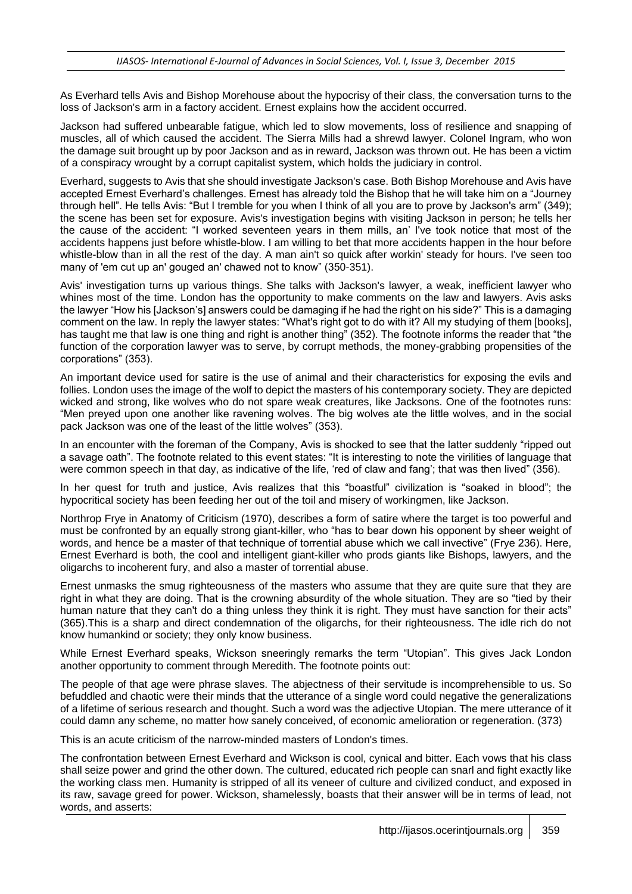As Everhard tells Avis and Bishop Morehouse about the hypocrisy of their class, the conversation turns to the loss of Jackson's arm in a factory accident. Ernest explains how the accident occurred.

Jackson had suffered unbearable fatigue, which led to slow movements, loss of resilience and snapping of muscles, all of which caused the accident. The Sierra Mills had a shrewd lawyer. Colonel Ingram, who won the damage suit brought up by poor Jackson and as in reward, Jackson was thrown out. He has been a victim of a conspiracy wrought by a corrupt capitalist system, which holds the judiciary in control.

Everhard, suggests to Avis that she should investigate Jackson's case. Both Bishop Morehouse and Avis have accepted Ernest Everhard's challenges. Ernest has already told the Bishop that he will take him on a "Journey through hell". He tells Avis: "But I tremble for you when I think of all you are to prove by Jackson's arm" (349); the scene has been set for exposure. Avis's investigation begins with visiting Jackson in person; he tells her the cause of the accident: "I worked seventeen years in them mills, an' I've took notice that most of the accidents happens just before whistle-blow. I am willing to bet that more accidents happen in the hour before whistle-blow than in all the rest of the day. A man ain't so quick after workin' steady for hours. I've seen too many of 'em cut up an' gouged an' chawed not to know" (350-351).

Avis' investigation turns up various things. She talks with Jackson's lawyer, a weak, inefficient lawyer who whines most of the time. London has the opportunity to make comments on the law and lawyers. Avis asks the lawyer "How his [Jackson's] answers could be damaging if he had the right on his side?" This is a damaging comment on the law. In reply the lawyer states: "What's right got to do with it? All my studying of them [books], has taught me that law is one thing and right is another thing" (352). The footnote informs the reader that "the function of the corporation lawyer was to serve, by corrupt methods, the money-grabbing propensities of the corporations" (353).

An important device used for satire is the use of animal and their characteristics for exposing the evils and follies. London uses the image of the wolf to depict the masters of his contemporary society. They are depicted wicked and strong, like wolves who do not spare weak creatures, like Jacksons. One of the footnotes runs: "Men preyed upon one another like ravening wolves. The big wolves ate the little wolves, and in the social pack Jackson was one of the least of the little wolves" (353).

In an encounter with the foreman of the Company, Avis is shocked to see that the latter suddenly "ripped out a savage oath". The footnote related to this event states: "It is interesting to note the virilities of language that were common speech in that day, as indicative of the life, 'red of claw and fang'; that was then lived" (356).

In her quest for truth and justice, Avis realizes that this "boastful" civilization is "soaked in blood"; the hypocritical society has been feeding her out of the toil and misery of workingmen, like Jackson.

Northrop Frye in Anatomy of Criticism (1970), describes a form of satire where the target is too powerful and must be confronted by an equally strong giant-killer, who "has to bear down his opponent by sheer weight of words, and hence be a master of that technique of torrential abuse which we call invective" (Frye 236). Here, Ernest Everhard is both, the cool and intelligent giant-killer who prods giants like Bishops, lawyers, and the oligarchs to incoherent fury, and also a master of torrential abuse.

Ernest unmasks the smug righteousness of the masters who assume that they are quite sure that they are right in what they are doing. That is the crowning absurdity of the whole situation. They are so "tied by their human nature that they can't do a thing unless they think it is right. They must have sanction for their acts" (365).This is a sharp and direct condemnation of the oligarchs, for their righteousness. The idle rich do not know humankind or society; they only know business.

While Ernest Everhard speaks, Wickson sneeringly remarks the term "Utopian". This gives Jack London another opportunity to comment through Meredith. The footnote points out:

> The people of that age were phrase slaves. The abjectness of their servitude is incomprehensible to us. So befuddled and chaotic were their minds that the utterance of a single word could negative the generalizations of a lifetime of serious research and thought. Such a word was the adjective Utopian. The mere utterance of it could damn any scheme, no matter how sanely conceived, of economic amelioration or regeneration. (373)

This is an acute criticism of the narrow-minded masters of London's times.

The confrontation between Ernest Everhard and Wickson is cool, cynical and bitter. Each vows that his class shall seize power and grind the other down. The cultured, educated rich people can snarl and fight exactly like the working class men. Humanity is stripped of all its veneer of culture and civilized conduct, and exposed in its raw, savage greed for power. Wickson, shamelessly, boasts that their answer will be in terms of lead, not words, and asserts: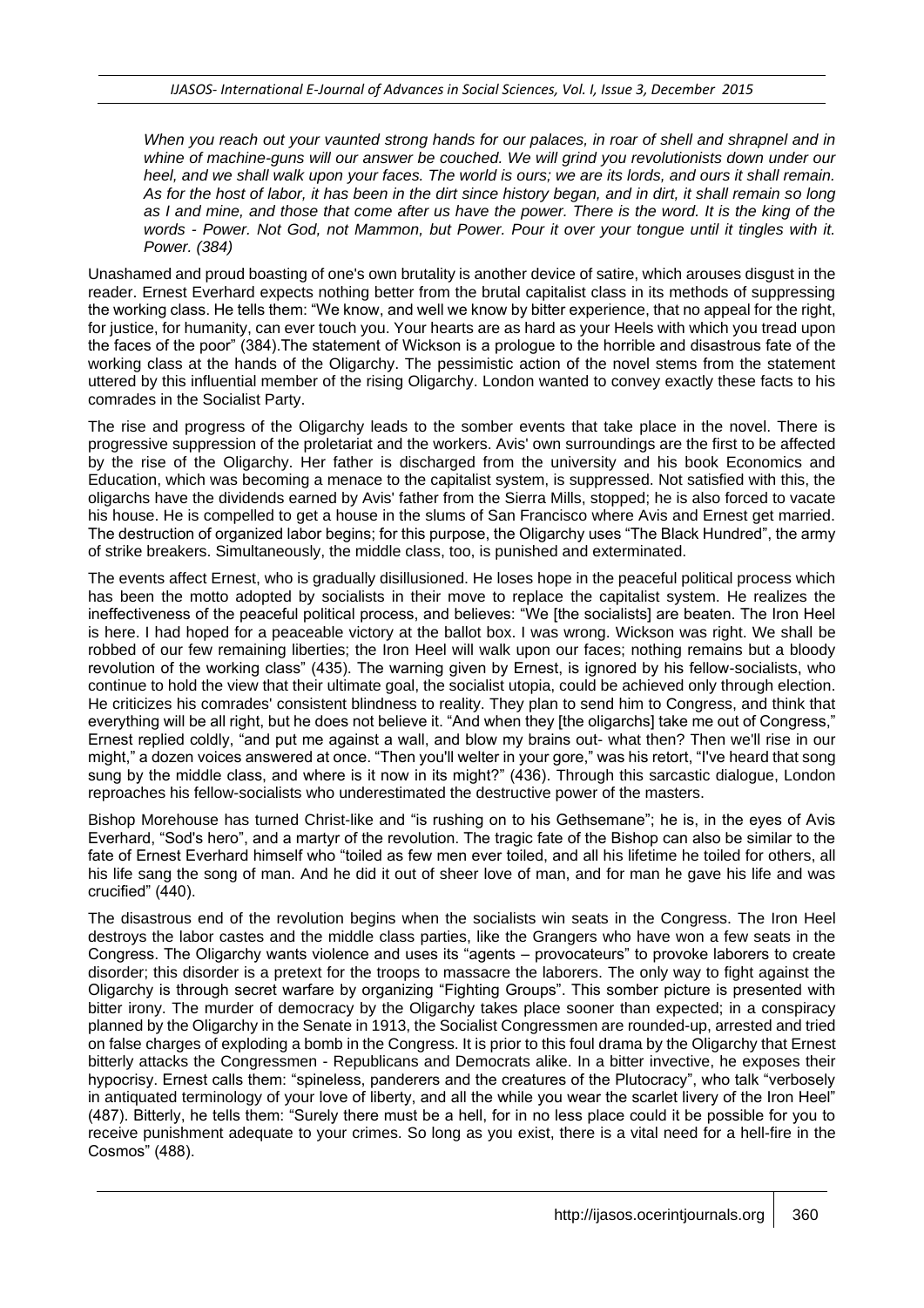*When you reach out your vaunted strong hands for our palaces, in roar of shell and shrapnel and in whine of machine-guns will our answer be couched. We will grind you revolutionists down under our heel, and we shall walk upon your faces. The world is ours; we are its lords, and ours it shall remain. As for the host of labor, it has been in the dirt since history began, and in dirt, it shall remain so long as I and mine, and those that come after us have the power. There is the word. It is the king of the words - Power. Not God, not Mammon, but Power. Pour it over your tongue until it tingles with it. Power. (384)*

Unashamed and proud boasting of one's own brutality is another device of satire, which arouses disgust in the reader. Ernest Everhard expects nothing better from the brutal capitalist class in its methods of suppressing the working class. He tells them: "We know, and well we know by bitter experience, that no appeal for the right, for justice, for humanity, can ever touch you. Your hearts are as hard as your Heels with which you tread upon the faces of the poor" (384).The statement of Wickson is a prologue to the horrible and disastrous fate of the working class at the hands of the Oligarchy. The pessimistic action of the novel stems from the statement uttered by this influential member of the rising Oligarchy. London wanted to convey exactly these facts to his comrades in the Socialist Party.

The rise and progress of the Oligarchy leads to the somber events that take place in the novel. There is progressive suppression of the proletariat and the workers. Avis' own surroundings are the first to be affected by the rise of the Oligarchy. Her father is discharged from the university and his book Economics and Education, which was becoming a menace to the capitalist system, is suppressed. Not satisfied with this, the oligarchs have the dividends earned by Avis' father from the Sierra Mills, stopped; he is also forced to vacate his house. He is compelled to get a house in the slums of San Francisco where Avis and Ernest get married. The destruction of organized labor begins; for this purpose, the Oligarchy uses "The Black Hundred", the army of strike breakers. Simultaneously, the middle class, too, is punished and exterminated.

The events affect Ernest, who is gradually disillusioned. He loses hope in the peaceful political process which has been the motto adopted by socialists in their move to replace the capitalist system. He realizes the ineffectiveness of the peaceful political process, and believes: "We [the socialists] are beaten. The Iron Heel is here. I had hoped for a peaceable victory at the ballot box. I was wrong. Wickson was right. We shall be robbed of our few remaining liberties; the Iron Heel will walk upon our faces; nothing remains but a bloody revolution of the working class" (435). The warning given by Ernest, is ignored by his fellow-socialists, who continue to hold the view that their ultimate goal, the socialist utopia, could be achieved only through election. He criticizes his comrades' consistent blindness to reality. They plan to send him to Congress, and think that everything will be all right, but he does not believe it. "And when they [the oligarchs] take me out of Congress," Ernest replied coldly, "and put me against a wall, and blow my brains out- what then? Then we'll rise in our might," a dozen voices answered at once. "Then you'll welter in your gore," was his retort, "I've heard that song sung by the middle class, and where is it now in its might?" (436). Through this sarcastic dialogue, London reproaches his fellow-socialists who underestimated the destructive power of the masters.

Bishop Morehouse has turned Christ-like and "is rushing on to his Gethsemane"; he is, in the eyes of Avis Everhard, "Sod's hero", and a martyr of the revolution. The tragic fate of the Bishop can also be similar to the fate of Ernest Everhard himself who "toiled as few men ever toiled, and all his lifetime he toiled for others, all his life sang the song of man. And he did it out of sheer love of man, and for man he gave his life and was crucified" (440).

The disastrous end of the revolution begins when the socialists win seats in the Congress. The Iron Heel destroys the labor castes and the middle class parties, like the Grangers who have won a few seats in the Congress. The Oligarchy wants violence and uses its "agents – provocateurs" to provoke laborers to create disorder; this disorder is a pretext for the troops to massacre the laborers. The only way to fight against the Oligarchy is through secret warfare by organizing "Fighting Groups". This somber picture is presented with bitter irony. The murder of democracy by the Oligarchy takes place sooner than expected; in a conspiracy planned by the Oligarchy in the Senate in 1913, the Socialist Congressmen are rounded-up, arrested and tried on false charges of exploding a bomb in the Congress. It is prior to this foul drama by the Oligarchy that Ernest bitterly attacks the Congressmen - Republicans and Democrats alike. In a bitter invective, he exposes their hypocrisy. Ernest calls them: "spineless, panderers and the creatures of the Plutocracy", who talk "verbosely in antiquated terminology of your love of liberty, and all the while you wear the scarlet livery of the Iron Heel" (487). Bitterly, he tells them: "Surely there must be a hell, for in no less place could it be possible for you to receive punishment adequate to your crimes. So long as you exist, there is a vital need for a hell-fire in the Cosmos" (488).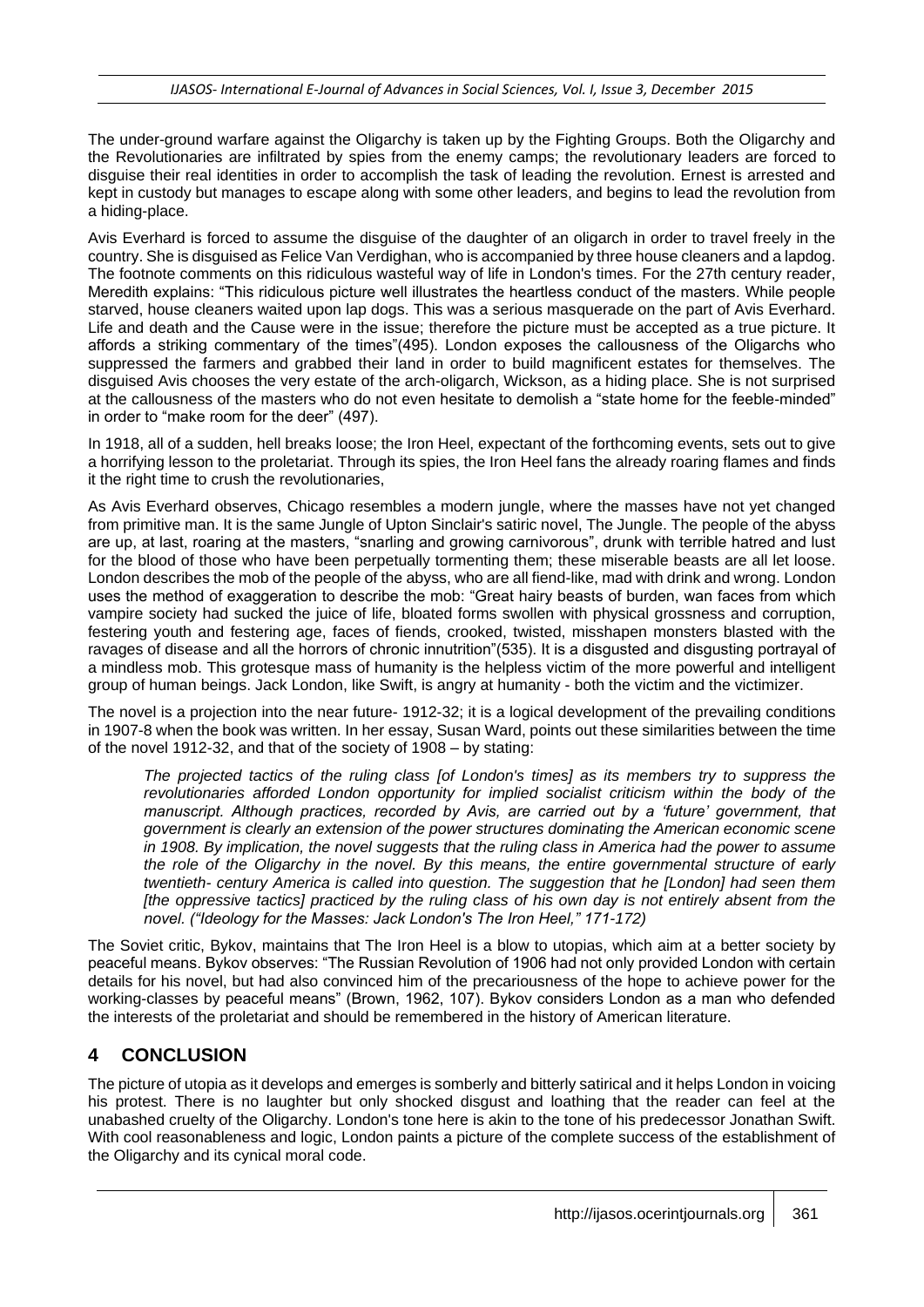The under-ground warfare against the Oligarchy is taken up by the Fighting Groups. Both the Oligarchy and the Revolutionaries are infiltrated by spies from the enemy camps; the revolutionary leaders are forced to disguise their real identities in order to accomplish the task of leading the revolution. Ernest is arrested and kept in custody but manages to escape along with some other leaders, and begins to lead the revolution from a hiding-place.

Avis Everhard is forced to assume the disguise of the daughter of an oligarch in order to travel freely in the country. She is disguised as Felice Van Verdighan, who is accompanied by three house cleaners and a lapdog. The footnote comments on this ridiculous wasteful way of life in London's times. For the 27th century reader, Meredith explains: "This ridiculous picture well illustrates the heartless conduct of the masters. While people starved, house cleaners waited upon lap dogs. This was a serious masquerade on the part of Avis Everhard. Life and death and the Cause were in the issue; therefore the picture must be accepted as a true picture. It affords a striking commentary of the times"(495). London exposes the callousness of the Oligarchs who suppressed the farmers and grabbed their land in order to build magnificent estates for themselves. The disguised Avis chooses the very estate of the arch-oligarch, Wickson, as a hiding place. She is not surprised at the callousness of the masters who do not even hesitate to demolish a "state home for the feeble-minded" in order to "make room for the deer" (497).

In 1918, all of a sudden, hell breaks loose; the Iron Heel, expectant of the forthcoming events, sets out to give a horrifying lesson to the proletariat. Through its spies, the Iron Heel fans the already roaring flames and finds it the right time to crush the revolutionaries,

As Avis Everhard observes, Chicago resembles a modern jungle, where the masses have not yet changed from primitive man. It is the same Jungle of Upton Sinclair's satiric novel, The Jungle. The people of the abyss are up, at last, roaring at the masters, "snarling and growing carnivorous", drunk with terrible hatred and lust for the blood of those who have been perpetually tormenting them; these miserable beasts are all let loose. London describes the mob of the people of the abyss, who are all fiend-like, mad with drink and wrong. London uses the method of exaggeration to describe the mob: "Great hairy beasts of burden, wan faces from which vampire society had sucked the juice of life, bloated forms swollen with physical grossness and corruption, festering youth and festering age, faces of fiends, crooked, twisted, misshapen monsters blasted with the ravages of disease and all the horrors of chronic innutrition"(535). It is a disgusted and disgusting portrayal of a mindless mob. This grotesque mass of humanity is the helpless victim of the more powerful and intelligent group of human beings. Jack London, like Swift, is angry at humanity - both the victim and the victimizer.

The novel is a projection into the near future- 1912-32; it is a logical development of the prevailing conditions in 1907-8 when the book was written. In her essay, Susan Ward, points out these similarities between the time of the novel 1912-32, and that of the society of 1908 – by stating:

> *The projected tactics of the ruling class [of London's times] as its members try to suppress the revolutionaries afforded London opportunity for implied socialist criticism within the body of the manuscript. Although practices, recorded by Avis, are carried out by a 'future' government, that government is clearly an extension of the power structures dominating the American economic scene in 1908. By implication, the novel suggests that the ruling class in America had the power to assume the role of the Oligarchy in the novel. By this means, the entire governmental structure of early twentieth- century America is called into question. The suggestion that he [London] had seen them [the oppressive tactics] practiced by the ruling class of his own day is not entirely absent from the novel. ("Ideology for the Masses: Jack London's The Iron Heel," 171-172)*

The Soviet critic, Bykov, maintains that The Iron Heel is a blow to utopias, which aim at a better society by peaceful means. Bykov observes: "The Russian Revolution of 1906 had not only provided London with certain details for his novel, but had also convinced him of the precariousness of the hope to achieve power for the working-classes by peaceful means" (Brown, 1962, 107). Bykov considers London as a man who defended the interests of the proletariat and should be remembered in the history of American literature.

## 4 CONCLUSION

The picture of utopia as it develops and emerges is somberly and bitterly satirical and it helps London in voicing his protest. There is no laughter but only shocked disgust and loathing that the reader can feel at the unabashed cruelty of the Oligarchy. London's tone here is akin to the tone of his predecessor Jonathan Swift. With cool reasonableness and logic, London paints a picture of the complete success of the establishment of the Oligarchy and its cynical moral code.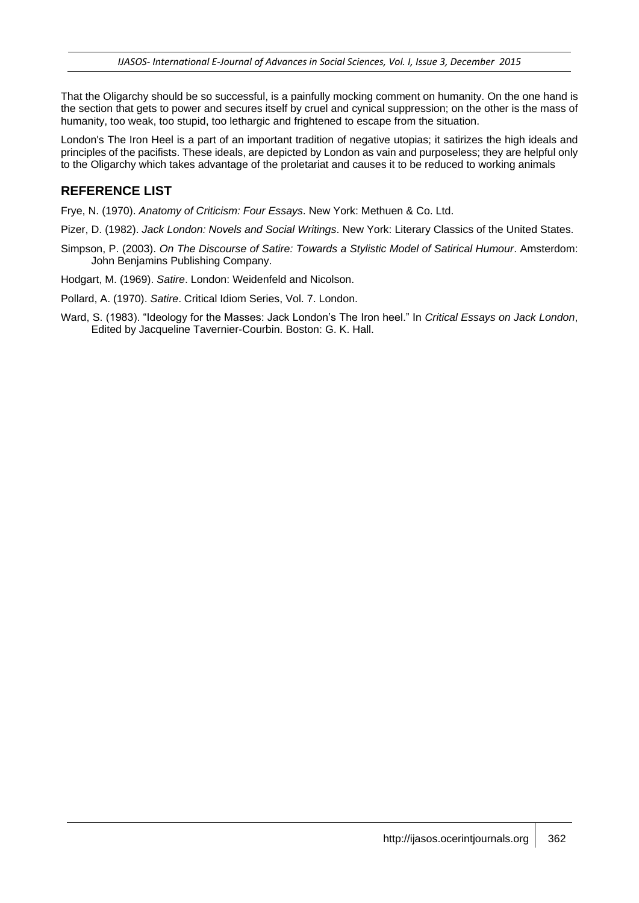That the Oligarchy should be so successful, is a painfully mocking comment on humanity. On the one hand is the section that gets to power and secures itself by cruel and cynical suppression; on the other is the mass of humanity, too weak, too stupid, too lethargic and frightened to escape from the situation.

London's The Iron Heel is a part of an important tradition of negative utopias; it satirizes the high ideals and principles of the pacifists. These ideals, are depicted by London as vain and purposeless; they are helpful only to the Oligarchy which takes advantage of the proletariat and causes it to be reduced to working animals

## REFERENCE LIST

Frye, N. (1970). *Anatomy of Criticism: Four Essays*. New York: Methuen & Co. Ltd.

Pizer, D. (1982). *Jack London: Novels and Social Writings*. New York: Literary Classics of the United States.

Simpson, P. (2003). *On The Discourse of Satire: Towards a Stylistic Model of Satirical Humour*. Amsterdom: John Benjamins Publishing Company.

Hodgart, M. (1969). *Satire*. London: Weidenfeld and Nicolson.

Pollard, A. (1970). *Satire*. Critical Idiom Series, Vol. 7. London.

Ward, S. (1983). "Ideology for the Masses: Jack London's The Iron heel." In *Critical Essays on Jack London*, Edited by Jacqueline Tavernier-Courbin. Boston: G. K. Hall.